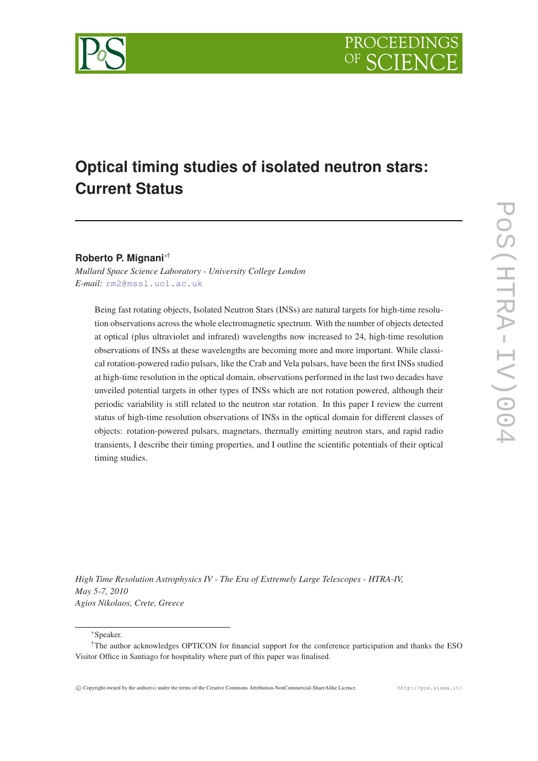# Optical timing studies of isolated neutron stars: Current Status

**Roberto P. Mignani**[*†]

*Mullard Space Science Laboratory - University College London*
*E-mail:* rm2@mssl.ucl.ac.uk

Being fast rotating objects, Isolated Neutron Stars (INSs) are natural targets for high-time resolution observations across the whole electromagnetic spectrum. With the number of objects detected at optical (plus ultraviolet and infrared) wavelengths now increased to 24, high-time resolution observations of INSs at these wavelengths are becoming more and more important. While classical rotation-powered radio pulsars, like the Crab and Vela pulsars, have been the first INSs studied at high-time resolution in the optical domain, observations performed in the last two decades have unveiled potential targets in other types of INSs which are not rotation powered, although their periodic variability is still related to the neutron star rotation. In this paper I review the current status of high-time resolution observations of INSs in the optical domain for different classes of objects: rotation-powered pulsars, magnetars, thermally emitting neutron stars, and rapid radio transients, I describe their timing properties, and I outline the scientific potentials of their optical timing studies.

*High Time Resolution Astrophysics IV - The Era of Extremely Large Telescopes - HTRA-IV,*
*May 5-7, 2010*
*Agios Nikolaos, Crete, Greece*

[*] Speaker.

[†] The author acknowledges OPTICON for financial support for the conference participation and thanks the ESO Visitor Office in Santiago for hospitality where part of this paper was finalised.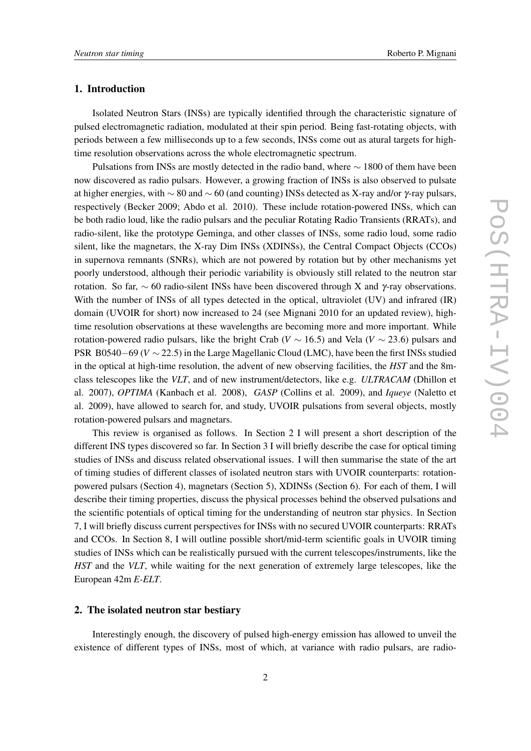## 1. Introduction

Isolated Neutron Stars (INSs) are typically identified through the characteristic signature of pulsed electromagnetic radiation, modulated at their spin period. Being fast-rotating objects, with periods between a few milliseconds up to a few seconds, INSs come out as atural targets for high-time resolution observations across the whole electromagnetic spectrum.

Pulsations from INSs are mostly detected in the radio band, where $\sim$ 1800 of them have been now discovered as radio pulsars. However, a growing fraction of INSs is also observed to pulsate at higher energies, with $\sim$ 80 and $\sim$ 60 (and counting) INSs detected as X-ray and/or $\gamma$-ray pulsars, respectively (Becker 2009; Abdo et al. 2010). These include rotation-powered INSs, which can be both radio loud, like the radio pulsars and the peculiar Rotating Radio Transients (RRATs), and radio-silent, like the prototype Geminga, and other classes of INSs, some radio loud, some radio silent, like the magnetars, the X-ray Dim INSs (XDINSs), the Central Compact Objects (CCOs) in supernova remnants (SNRs), which are not powered by rotation but by other mechanisms yet poorly understood, although their periodic variability is obviously still related to the neutron star rotation. So far, $\sim$ 60 radio-silent INSs have been discovered through X and $\gamma$-ray observations. With the number of INSs of all types detected in the optical, ultraviolet (UV) and infrared (IR) domain (UVOIR for short) now increased to 24 (see Mignani 2010 for an updated review), high-time resolution observations at these wavelengths are becoming more and more important. While rotation-powered radio pulsars, like the bright Crab ($V \sim 16.5$) and Vela ($V \sim 23.6$) pulsars and PSR B0540$-$69 ($V \sim 22.5$) in the Large Magellanic Cloud (LMC), have been the first INSs studied in the optical at high-time resolution, the advent of new observing facilities, the *HST* and the 8m-class telescopes like the *VLT*, and of new instrument/detectors, like e.g. *ULTRACAM* (Dhillon et al. 2007), *OPTIMA* (Kanbach et al. 2008), *GASP* (Collins et al. 2009), and *Iqueye* (Naletto et al. 2009), have allowed to search for, and study, UVOIR pulsations from several objects, mostly rotation-powered pulsars and magnetars.

This review is organised as follows. In Section 2 I will present a short description of the different INS types discovered so far. In Section 3 I will briefly describe the case for optical timing studies of INSs and discuss related observational issues. I will then summarise the state of the art of timing studies of different classes of isolated neutron stars with UVOIR counterparts: rotation-powered pulsars (Section 4), magnetars (Section 5), XDINSs (Section 6). For each of them, I will describe their timing properties, discuss the physical processes behind the observed pulsations and the scientific potentials of optical timing for the understanding of neutron star physics. In Section 7, I will briefly discuss current perspectives for INSs with no secured UVOIR counterparts: RRATs and CCOs. In Section 8, I will outline possible short/mid-term scientific goals in UVOIR timing studies of INSs which can be realistically pursued with the current telescopes/instruments, like the *HST* and the *VLT*, while waiting for the next generation of extremely large telescopes, like the European 42m *E-ELT*.

## 2. The isolated neutron star bestiary

Interestingly enough, the discovery of pulsed high-energy emission has allowed to unveil the existence of different types of INSs, most of which, at variance with radio pulsars, are radio-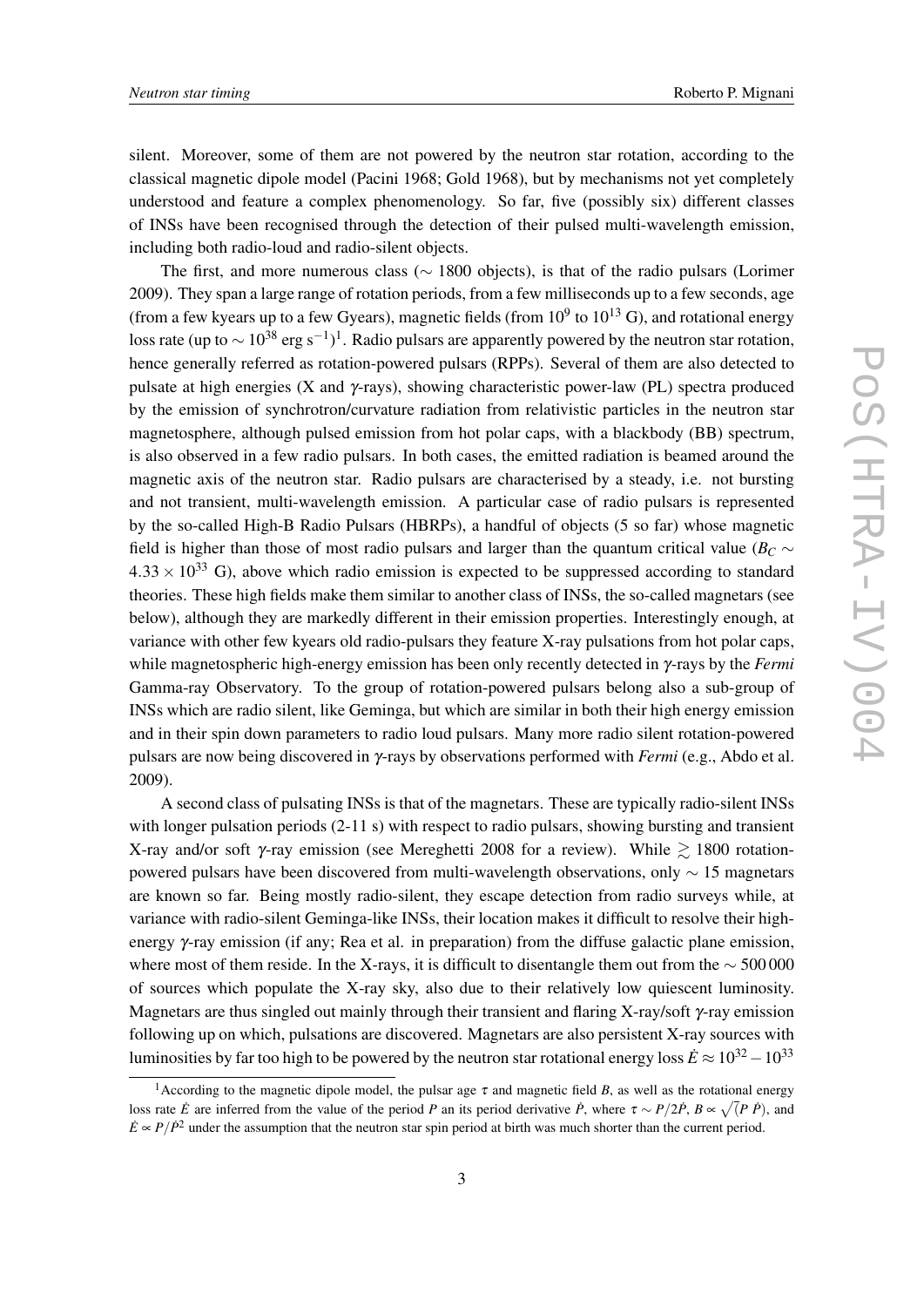silent. Moreover, some of them are not powered by the neutron star rotation, according to the classical magnetic dipole model (Pacini 1968; Gold 1968), but by mechanisms not yet completely understood and feature a complex phenomenology. So far, five (possibly six) different classes of INSs have been recognised through the detection of their pulsed multi-wavelength emission, including both radio-loud and radio-silent objects.

The first, and more numerous class ($\sim$ 1800 objects), is that of the radio pulsars (Lorimer 2009). They span a large range of rotation periods, from a few milliseconds up to a few seconds, age (from a few kyears up to a few Gyears), magnetic fields (from $10^9$ to $10^{13}$ G), and rotational energy loss rate (up to $\sim 10^{38}$ erg s$^{-1}$)[1]. Radio pulsars are apparently powered by the neutron star rotation, hence generally referred as rotation-powered pulsars (RPPs). Several of them are also detected to pulsate at high energies (X and $\gamma$-rays), showing characteristic power-law (PL) spectra produced by the emission of synchrotron/curvature radiation from relativistic particles in the neutron star magnetosphere, although pulsed emission from hot polar caps, with a blackbody (BB) spectrum, is also observed in a few radio pulsars. In both cases, the emitted radiation is beamed around the magnetic axis of the neutron star. Radio pulsars are characterised by a steady, i.e. not bursting and not transient, multi-wavelength emission. A particular case of radio pulsars is represented by the so-called High-B Radio Pulsars (HBRPs), a handful of objects (5 so far) whose magnetic field is higher than those of most radio pulsars and larger than the quantum critical value ($B_C \sim 4.33 \times 10^{33}$ G), above which radio emission is expected to be suppressed according to standard theories. These high fields make them similar to another class of INSs, the so-called magnetars (see below), although they are markedly different in their emission properties. Interestingly enough, at variance with other few kyears old radio-pulsars they feature X-ray pulsations from hot polar caps, while magnetospheric high-energy emission has been only recently detected in $\gamma$-rays by the *Fermi* Gamma-ray Observatory. To the group of rotation-powered pulsars belong also a sub-group of INSs which are radio silent, like Geminga, but which are similar in both their high energy emission and in their spin down parameters to radio loud pulsars. Many more radio silent rotation-powered pulsars are now being discovered in $\gamma$-rays by observations performed with *Fermi* (e.g., Abdo et al. 2009).

A second class of pulsating INSs is that of the magnetars. These are typically radio-silent INSs with longer pulsation periods (2-11 s) with respect to radio pulsars, showing bursting and transient X-ray and/or soft $\gamma$-ray emission (see Mereghetti 2008 for a review). While $\gtrsim$ 1800 rotation-powered pulsars have been discovered from multi-wavelength observations, only $\sim$ 15 magnetars are known so far. Being mostly radio-silent, they escape detection from radio surveys while, at variance with radio-silent Geminga-like INSs, their location makes it difficult to resolve their high-energy $\gamma$-ray emission (if any; Rea et al. in preparation) from the diffuse galactic plane emission, where most of them reside. In the X-rays, it is difficult to disentangle them out from the $\sim$ 500 000 of sources which populate the X-ray sky, also due to their relatively low quiescent luminosity. Magnetars are thus singled out mainly through their transient and flaring X-ray/soft $\gamma$-ray emission following up on which, pulsations are discovered. Magnetars are also persistent X-ray sources with luminosities by far too high to be powered by the neutron star rotational energy loss $\dot{E} \approx 10^{32} - 10^{33}$

[1] According to the magnetic dipole model, the pulsar age $\tau$ and magnetic field $B$, as well as the rotational energy loss rate $\dot{E}$ are inferred from the value of the period $P$ an its period derivative $\dot{P}$, where $\tau \sim P/2\dot{P}$, $B \propto \sqrt{(P\ \dot{P})}$, and $\dot{E} \propto P/\dot{P}^2$ under the assumption that the neutron star spin period at birth was much shorter than the current period.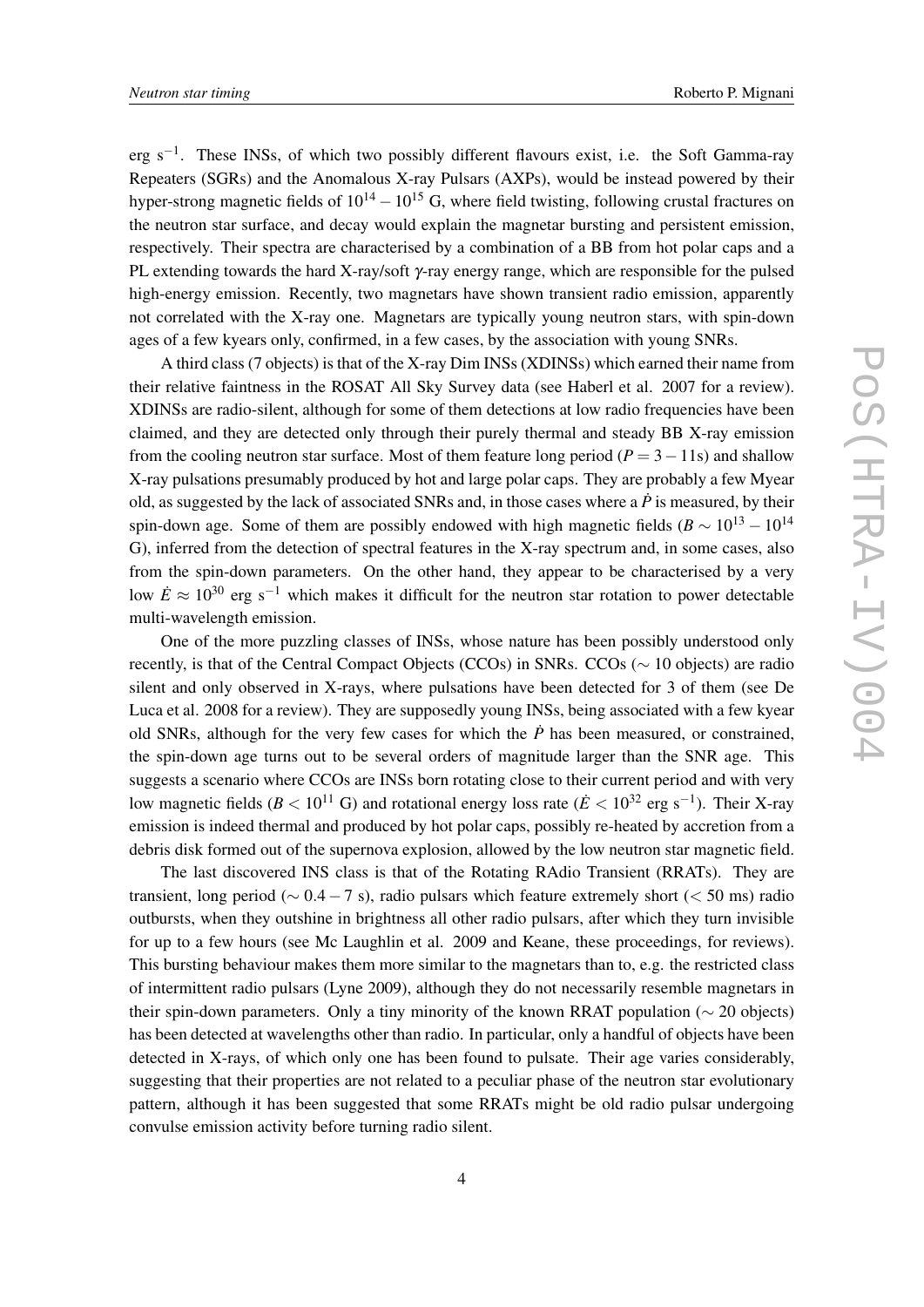erg $s^{-1}$. These INSs, of which two possibly different flavours exist, i.e. the Soft Gamma-ray Repeaters (SGRs) and the Anomalous X-ray Pulsars (AXPs), would be instead powered by their hyper-strong magnetic fields of $10^{14}-10^{15}$ G, where field twisting, following crustal fractures on the neutron star surface, and decay would explain the magnetar bursting and persistent emission, respectively. Their spectra are characterised by a combination of a BB from hot polar caps and a PL extending towards the hard X-ray/soft $\gamma$-ray energy range, which are responsible for the pulsed high-energy emission. Recently, two magnetars have shown transient radio emission, apparently not correlated with the X-ray one. Magnetars are typically young neutron stars, with spin-down ages of a few kyears only, confirmed, in a few cases, by the association with young SNRs.

A third class (7 objects) is that of the X-ray Dim INSs (XDINSs) which earned their name from their relative faintness in the ROSAT All Sky Survey data (see Haberl et al. 2007 for a review). XDINSs are radio-silent, although for some of them detections at low radio frequencies have been claimed, and they are detected only through their purely thermal and steady BB X-ray emission from the cooling neutron star surface. Most of them feature long period ($P = 3-11$s) and shallow X-ray pulsations presumably produced by hot and large polar caps. They are probably a few Myear old, as suggested by the lack of associated SNRs and, in those cases where a $\dot{P}$ is measured, by their spin-down age. Some of them are possibly endowed with high magnetic fields ($B \sim 10^{13}-10^{14}$ G), inferred from the detection of spectral features in the X-ray spectrum and, in some cases, also from the spin-down parameters. On the other hand, they appear to be characterised by a very low $\dot{E} \approx 10^{30}$ erg $s^{-1}$ which makes it difficult for the neutron star rotation to power detectable multi-wavelength emission.

One of the more puzzling classes of INSs, whose nature has been possibly understood only recently, is that of the Central Compact Objects (CCOs) in SNRs. CCOs ($\sim$ 10 objects) are radio silent and only observed in X-rays, where pulsations have been detected for 3 of them (see De Luca et al. 2008 for a review). They are supposedly young INSs, being associated with a few kyear old SNRs, although for the very few cases for which the $\dot{P}$ has been measured, or constrained, the spin-down age turns out to be several orders of magnitude larger than the SNR age. This suggests a scenario where CCOs are INSs born rotating close to their current period and with very low magnetic fields ($B < 10^{11}$ G) and rotational energy loss rate ($\dot{E} < 10^{32}$ erg $s^{-1}$). Their X-ray emission is indeed thermal and produced by hot polar caps, possibly re-heated by accretion from a debris disk formed out of the supernova explosion, allowed by the low neutron star magnetic field.

The last discovered INS class is that of the Rotating RAdio Transient (RRATs). They are transient, long period ($\sim 0.4-7$ s), radio pulsars which feature extremely short ($< 50$ ms) radio outbursts, when they outshine in brightness all other radio pulsars, after which they turn invisible for up to a few hours (see Mc Laughlin et al. 2009 and Keane, these proceedings, for reviews). This bursting behaviour makes them more similar to the magnetars than to, e.g. the restricted class of intermittent radio pulsars (Lyne 2009), although they do not necessarily resemble magnetars in their spin-down parameters. Only a tiny minority of the known RRAT population ($\sim$ 20 objects) has been detected at wavelengths other than radio. In particular, only a handful of objects have been detected in X-rays, of which only one has been found to pulsate. Their age varies considerably, suggesting that their properties are not related to a peculiar phase of the neutron star evolutionary pattern, although it has been suggested that some RRATs might be old radio pulsar undergoing convulse emission activity before turning radio silent.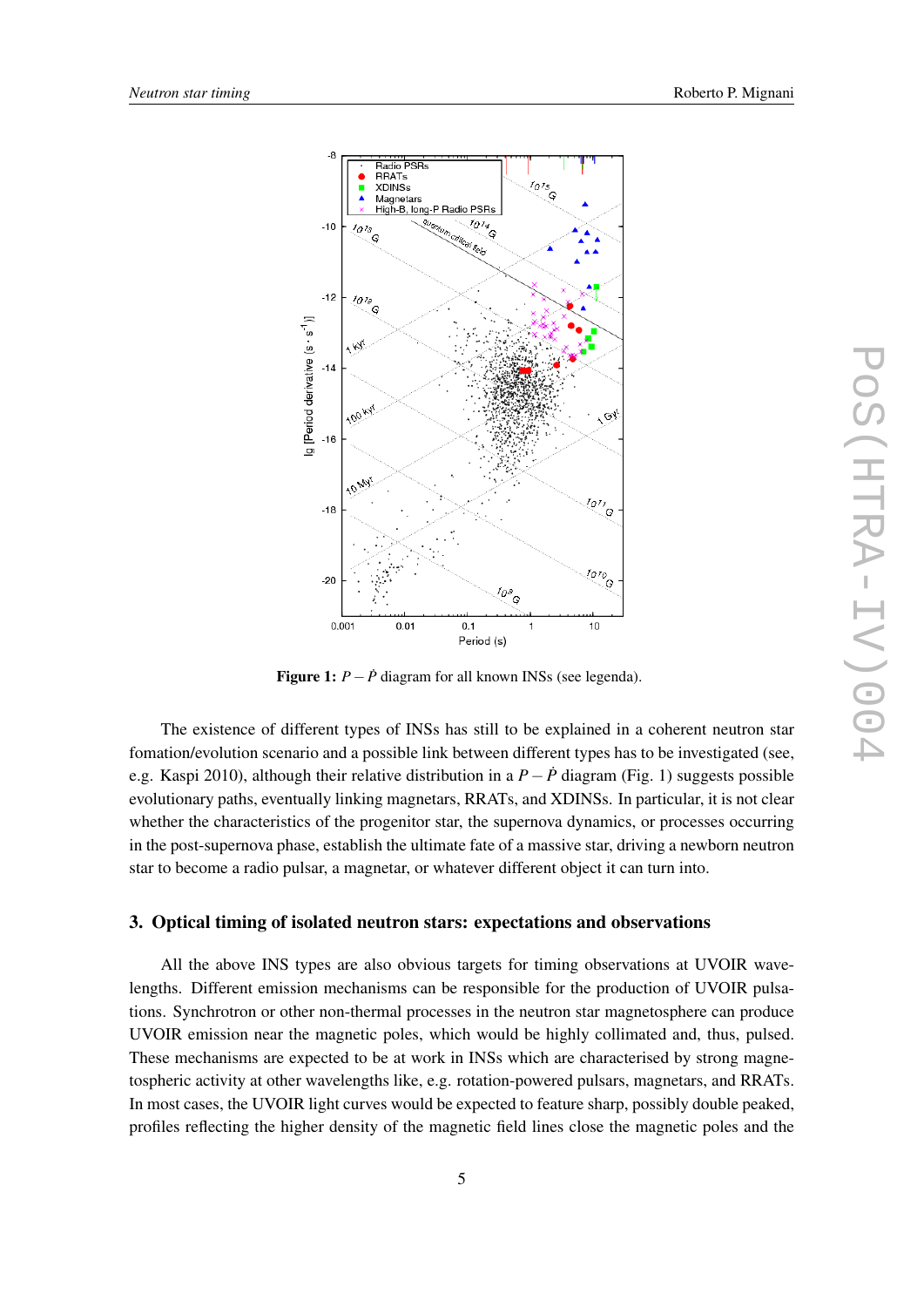**Figure 1:** $P - \dot{P}$ diagram for all known INSs (see legenda).

The existence of different types of INSs has still to be explained in a coherent neutron star fomation/evolution scenario and a possible link between different types has to be investigated (see, e.g. Kaspi 2010), although their relative distribution in a $P - \dot{P}$ diagram (Fig. 1) suggests possible evolutionary paths, eventually linking magnetars, RRATs, and XDINSs. In particular, it is not clear whether the characteristics of the progenitor star, the supernova dynamics, or processes occurring in the post-supernova phase, establish the ultimate fate of a massive star, driving a newborn neutron star to become a radio pulsar, a magnetar, or whatever different object it can turn into.

## 3. Optical timing of isolated neutron stars: expectations and observations

All the above INS types are also obvious targets for timing observations at UVOIR wavelengths. Different emission mechanisms can be responsible for the production of UVOIR pulsations. Synchrotron or other non-thermal processes in the neutron star magnetosphere can produce UVOIR emission near the magnetic poles, which would be highly collimated and, thus, pulsed. These mechanisms are expected to be at work in INSs which are characterised by strong magnetospheric activity at other wavelengths like, e.g. rotation-powered pulsars, magnetars, and RRATs. In most cases, the UVOIR light curves would be expected to feature sharp, possibly double peaked, profiles reflecting the higher density of the magnetic field lines close the magnetic poles and the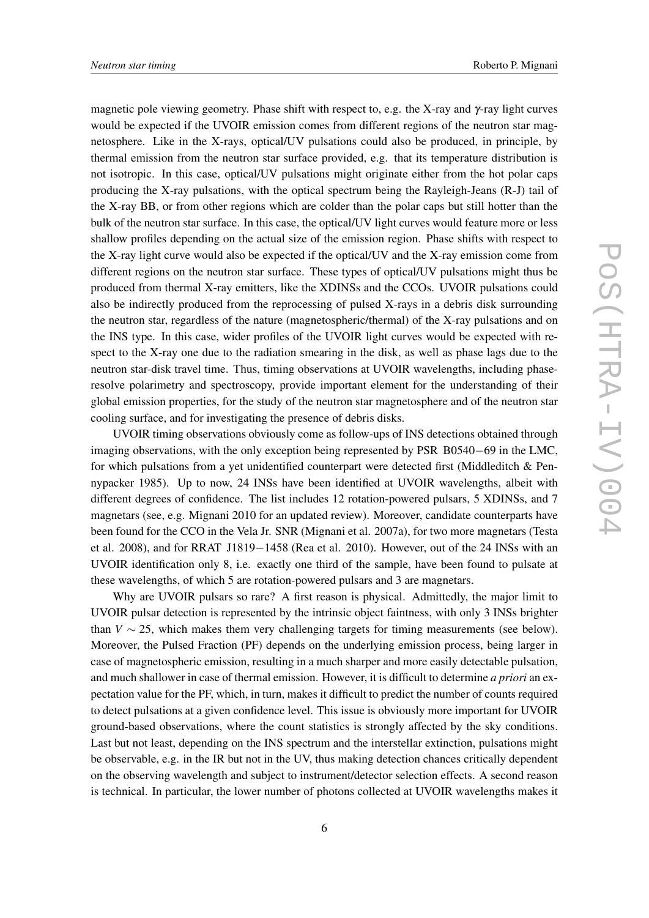magnetic pole viewing geometry. Phase shift with respect to, e.g. the X-ray and $\gamma$-ray light curves would be expected if the UVOIR emission comes from different regions of the neutron star magnetosphere. Like in the X-rays, optical/UV pulsations could also be produced, in principle, by thermal emission from the neutron star surface provided, e.g. that its temperature distribution is not isotropic. In this case, optical/UV pulsations might originate either from the hot polar caps producing the X-ray pulsations, with the optical spectrum being the Rayleigh-Jeans (R-J) tail of the X-ray BB, or from other regions which are colder than the polar caps but still hotter than the bulk of the neutron star surface. In this case, the optical/UV light curves would feature more or less shallow profiles depending on the actual size of the emission region. Phase shifts with respect to the X-ray light curve would also be expected if the optical/UV and the X-ray emission come from different regions on the neutron star surface. These types of optical/UV pulsations might thus be produced from thermal X-ray emitters, like the XDINSs and the CCOs. UVOIR pulsations could also be indirectly produced from the reprocessing of pulsed X-rays in a debris disk surrounding the neutron star, regardless of the nature (magnetospheric/thermal) of the X-ray pulsations and on the INS type. In this case, wider profiles of the UVOIR light curves would be expected with respect to the X-ray one due to the radiation smearing in the disk, as well as phase lags due to the neutron star-disk travel time. Thus, timing observations at UVOIR wavelengths, including phase-resolve polarimetry and spectroscopy, provide important element for the understanding of their global emission properties, for the study of the neutron star magnetosphere and of the neutron star cooling surface, and for investigating the presence of debris disks.

UVOIR timing observations obviously come as follow-ups of INS detections obtained through imaging observations, with the only exception being represented by PSR B0540−69 in the LMC, for which pulsations from a yet unidentified counterpart were detected first (Middleditch & Pennypacker 1985). Up to now, 24 INSs have been identified at UVOIR wavelengths, albeit with different degrees of confidence. The list includes 12 rotation-powered pulsars, 5 XDINSs, and 7 magnetars (see, e.g. Mignani 2010 for an updated review). Moreover, candidate counterparts have been found for the CCO in the Vela Jr. SNR (Mignani et al. 2007a), for two more magnetars (Testa et al. 2008), and for RRAT J1819−1458 (Rea et al. 2010). However, out of the 24 INSs with an UVOIR identification only 8, i.e. exactly one third of the sample, have been found to pulsate at these wavelengths, of which 5 are rotation-powered pulsars and 3 are magnetars.

Why are UVOIR pulsars so rare? A first reason is physical. Admittedly, the major limit to UVOIR pulsar detection is represented by the intrinsic object faintness, with only 3 INSs brighter than $V \sim 25$, which makes them very challenging targets for timing measurements (see below). Moreover, the Pulsed Fraction (PF) depends on the underlying emission process, being larger in case of magnetospheric emission, resulting in a much sharper and more easily detectable pulsation, and much shallower in case of thermal emission. However, it is difficult to determine *a priori* an expectation value for the PF, which, in turn, makes it difficult to predict the number of counts required to detect pulsations at a given confidence level. This issue is obviously more important for UVOIR ground-based observations, where the count statistics is strongly affected by the sky conditions. Last but not least, depending on the INS spectrum and the interstellar extinction, pulsations might be observable, e.g. in the IR but not in the UV, thus making detection chances critically dependent on the observing wavelength and subject to instrument/detector selection effects. A second reason is technical. In particular, the lower number of photons collected at UVOIR wavelengths makes it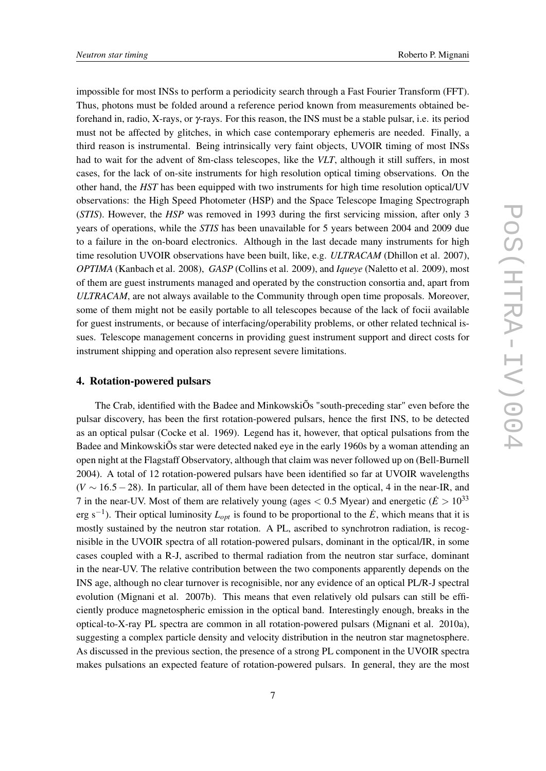impossible for most INSs to perform a periodicity search through a Fast Fourier Transform (FFT). Thus, photons must be folded around a reference period known from measurements obtained beforehand in, radio, X-rays, or $\gamma$-rays. For this reason, the INS must be a stable pulsar, i.e. its period must not be affected by glitches, in which case contemporary ephemeris are needed. Finally, a third reason is instrumental. Being intrinsically very faint objects, UVOIR timing of most INSs had to wait for the advent of 8m-class telescopes, like the *VLT*, although it still suffers, in most cases, for the lack of on-site instruments for high resolution optical timing observations. On the other hand, the *HST* has been equipped with two instruments for high time resolution optical/UV observations: the High Speed Photometer (HSP) and the Space Telescope Imaging Spectrograph (*STIS*). However, the *HSP* was removed in 1993 during the first servicing mission, after only 3 years of operations, while the *STIS* has been unavailable for 5 years between 2004 and 2009 due to a failure in the on-board electronics. Although in the last decade many instruments for high time resolution UVOIR observations have been built, like, e.g. *ULTRACAM* (Dhillon et al. 2007), *OPTIMA* (Kanbach et al. 2008), *GASP* (Collins et al. 2009), and *Iqueye* (Naletto et al. 2009), most of them are guest instruments managed and operated by the construction consortia and, apart from *ULTRACAM*, are not always available to the Community through open time proposals. Moreover, some of them might not be easily portable to all telescopes because of the lack of focii available for guest instruments, or because of interfacing/operability problems, or other related technical issues. Telescope management concerns in providing guest instrument support and direct costs for instrument shipping and operation also represent severe limitations.

## 4. Rotation-powered pulsars

The Crab, identified with the Badee and MinkowskiÕs "south-preceding star" even before the pulsar discovery, has been the first rotation-powered pulsars, hence the first INS, to be detected as an optical pulsar (Cocke et al. 1969). Legend has it, however, that optical pulsations from the Badee and MinkowskiÕs star were detected naked eye in the early 1960s by a woman attending an open night at the Flagstoff Observatory, although that claim was never followed up on (Bell-Burnell 2004). A total of 12 rotation-powered pulsars have been identified so far at UVOIR wavelengths ($V \sim 16.5-28$). In particular, all of them have been detected in the optical, 4 in the near-IR, and 7 in the near-UV. Most of them are relatively young (ages $< 0.5$ Myear) and energetic ($\dot{E} > 10^{33}$ erg s$^{-1}$). Their optical luminosity $L_{opt}$ is found to be proportional to the $\dot{E}$, which means that it is mostly sustained by the neutron star rotation. A PL, ascribed to synchrotron radiation, is recognisible in the UVOIR spectra of all rotation-powered pulsars, dominant in the optical/IR, in some cases coupled with a R-J, ascribed to thermal radiation from the neutron star surface, dominant in the near-UV. The relative contribution between the two components apparently depends on the INS age, although no clear turnover is recognisible, nor any evidence of an optical PL/R-J spectral evolution (Mignani et al. 2007b). This means that even relatively old pulsars can still be efficiently produce magnetospheric emission in the optical band. Interestingly enough, breaks in the optical-to-X-ray PL spectra are common in all rotation-powered pulsars (Mignani et al. 2010a), suggesting a complex particle density and velocity distribution in the neutron star magnetosphere. As discussed in the previous section, the presence of a strong PL component in the UVOIR spectra makes pulsations an expected feature of rotation-powered pulsars. In general, they are the most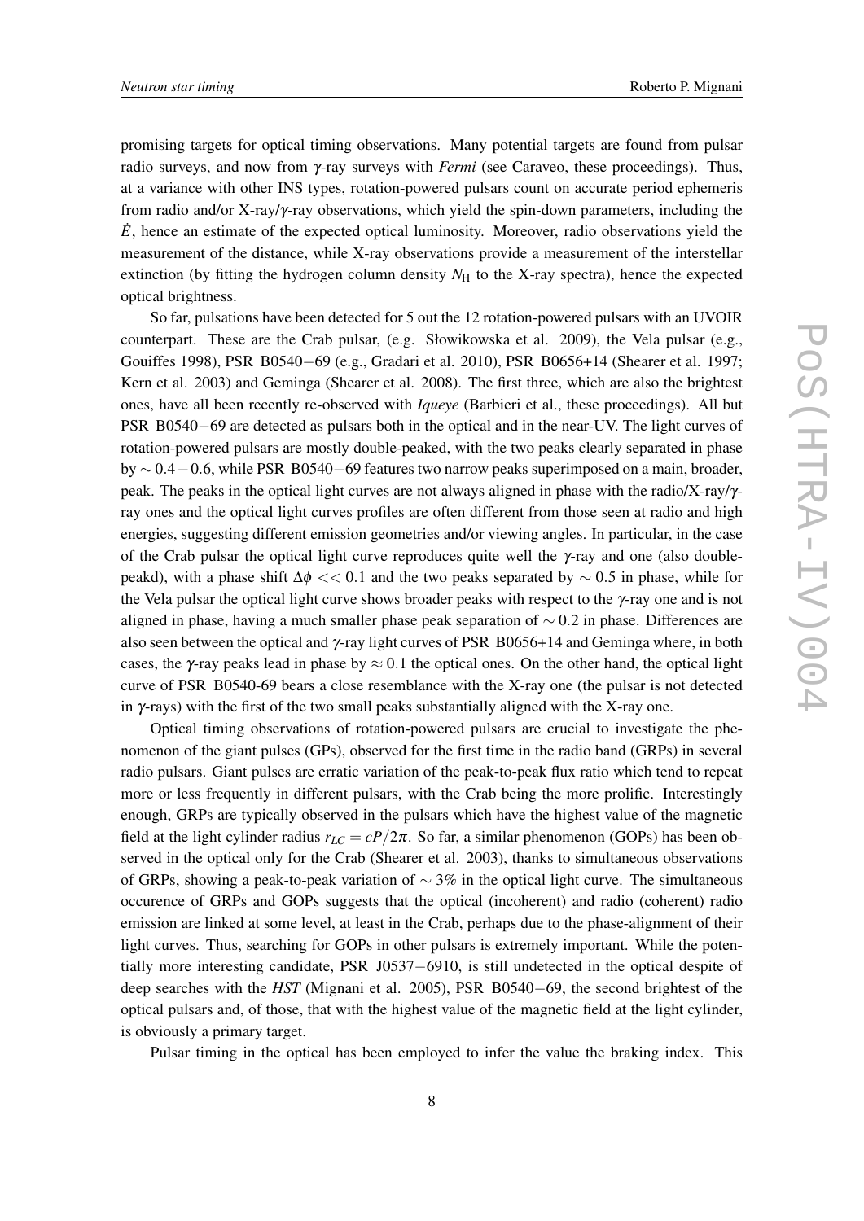promising targets for optical timing observations. Many potential targets are found from pulsar radio surveys, and now from $\gamma$-ray surveys with *Fermi* (see Caraveo, these proceedings). Thus, at a variance with other INS types, rotation-powered pulsars count on accurate period ephemeris from radio and/or X-ray/$\gamma$-ray observations, which yield the spin-down parameters, including the $\dot{E}$, hence an estimate of the expected optical luminosity. Moreover, radio observations yield the measurement of the distance, while X-ray observations provide a measurement of the interstellar extinction (by fitting the hydrogen column density $N_{\rm H}$ to the X-ray spectra), hence the expected optical brightness.

So far, pulsations have been detected for 5 out the 12 rotation-powered pulsars with an UVOIR counterpart. These are the Crab pulsar, (e.g. Słowikowska et al. 2009), the Vela pulsar (e.g., Gouiffes 1998), PSR B0540−69 (e.g., Gradari et al. 2010), PSR B0656+14 (Shearer et al. 1997; Kern et al. 2003) and Geminga (Shearer et al. 2008). The first three, which are also the brightest ones, have all been recently re-observed with *Iqueye* (Barbieri et al., these proceedings). All but PSR B0540−69 are detected as pulsars both in the optical and in the near-UV. The light curves of rotation-powered pulsars are mostly double-peaked, with the two peaks clearly separated in phase by $\sim 0.4-0.6$, while PSR B0540−69 features two narrow peaks superimposed on a main, broader, peak. The peaks in the optical light curves are not always aligned in phase with the radio/X-ray/$\gamma$-ray ones and the optical light curves profiles are often different from those seen at radio and high energies, suggesting different emission geometries and/or viewing angles. In particular, in the case of the Crab pulsar the optical light curve reproduces quite well the $\gamma$-ray and one (also double-peakd), with a phase shift $\Delta\phi << 0.1$ and the two peaks separated by $\sim 0.5$ in phase, while for the Vela pulsar the optical light curve shows broader peaks with respect to the $\gamma$-ray one and is not aligned in phase, having a much smaller phase peak separation of $\sim 0.2$ in phase. Differences are also seen between the optical and $\gamma$-ray light curves of PSR B0656+14 and Geminga where, in both cases, the $\gamma$-ray peaks lead in phase by $\approx 0.1$ the optical ones. On the other hand, the optical light curve of PSR B0540-69 bears a close resemblance with the X-ray one (the pulsar is not detected in $\gamma$-rays) with the first of the two small peaks substantially aligned with the X-ray one.

Optical timing observations of rotation-powered pulsars are crucial to investigate the phenomenon of the giant pulses (GPs), observed for the first time in the radio band (GRPs) in several radio pulsars. Giant pulses are erratic variation of the peak-to-peak flux ratio which tend to repeat more or less frequently in different pulsars, with the Crab being the more prolific. Interestingly enough, GRPs are typically observed in the pulsars which have the highest value of the magnetic field at the light cylinder radius $r_{LC} = cP/2\pi$. So far, a similar phenomenon (GOPs) has been observed in the optical only for the Crab (Shearer et al. 2003), thanks to simultaneous observations of GRPs, showing a peak-to-peak variation of $\sim 3\%$ in the optical light curve. The simultaneous occurence of GRPs and GOPs suggests that the optical (incoherent) and radio (coherent) radio emission are linked at some level, at least in the Crab, perhaps due to the phase-alignment of their light curves. Thus, searching for GOPs in other pulsars is extremely important. While the potentially more interesting candidate, PSR J0537−6910, is still undetected in the optical despite of deep searches with the *HST* (Mignani et al. 2005), PSR B0540−69, the second brightest of the optical pulsars and, of those, that with the highest value of the magnetic field at the light cylinder, is obviously a primary target.

Pulsar timing in the optical has been employed to infer the value the braking index. This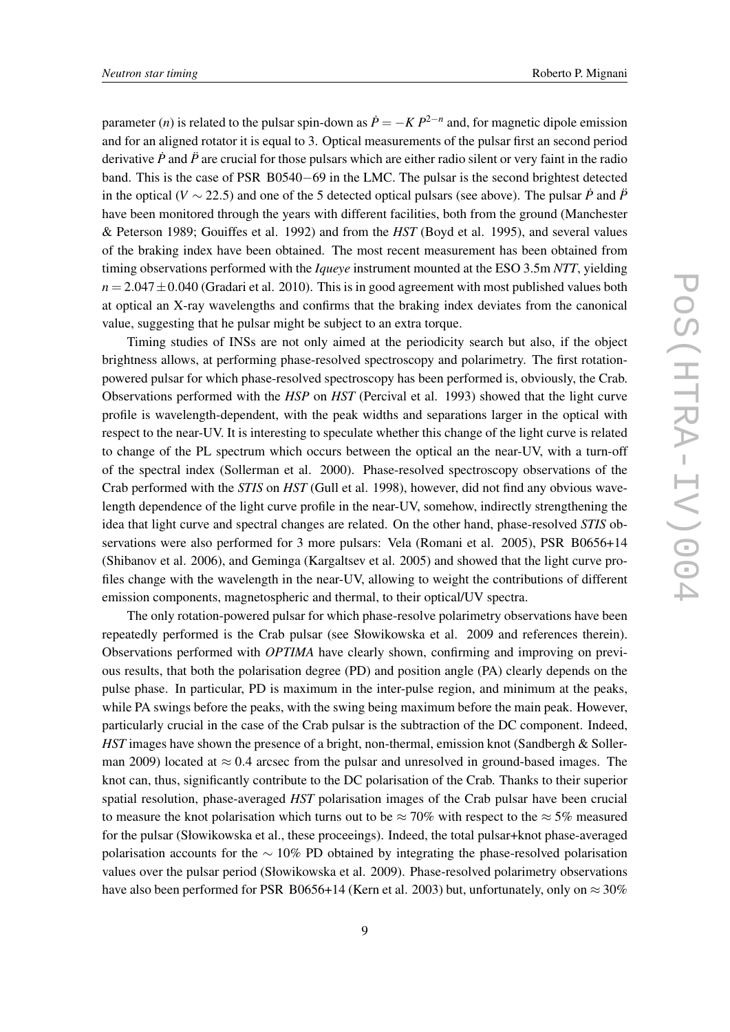parameter ($n$) is related to the pulsar spin-down as $\dot{P} = -K\, P^{2-n}$ and, for magnetic dipole emission and for an aligned rotator it is equal to 3. Optical measurements of the pulsar first an second period derivative $\dot{P}$ and $\ddot{P}$ are crucial for those pulsars which are either radio silent or very faint in the radio band. This is the case of PSR B0540−69 in the LMC. The pulsar is the second brightest detected in the optical ($V \sim 22.5$) and one of the 5 detected optical pulsars (see above). The pulsar $\dot{P}$ and $\ddot{P}$ have been monitored through the years with different facilities, both from the ground (Manchester & Peterson 1989; Gouiffes et al. 1992) and from the *HST* (Boyd et al. 1995), and several values of the braking index have been obtained. The most recent measurement has been obtained from timing observations performed with the *Iqueye* instrument mounted at the ESO 3.5m *NTT*, yielding $n = 2.047 \pm 0.040$ (Gradari et al. 2010). This is in good agreement with most published values both at optical an X-ray wavelengths and confirms that the braking index deviates from the canonical value, suggesting that he pulsar might be subject to an extra torque.

Timing studies of INSs are not only aimed at the periodicity search but also, if the object brightness allows, at performing phase-resolved spectroscopy and polarimetry. The first rotation-powered pulsar for which phase-resolved spectroscopy has been performed is, obviously, the Crab. Observations performed with the *HSP* on *HST* (Percival et al. 1993) showed that the light curve profile is wavelength-dependent, with the peak widths and separations larger in the optical with respect to the near-UV. It is interesting to speculate whether this change of the light curve is related to change of the PL spectrum which occurs between the optical an the near-UV, with a turn-off of the spectral index (Sollerman et al. 2000). Phase-resolved spectroscopy observations of the Crab performed with the *STIS* on *HST* (Gull et al. 1998), however, did not find any obvious wavelength dependence of the light curve profile in the near-UV, somehow, indirectly strengthening the idea that light curve and spectral changes are related. On the other hand, phase-resolved *STIS* observations were also performed for 3 more pulsars: Vela (Romani et al. 2005), PSR B0656+14 (Shibanov et al. 2006), and Geminga (Kargaltsev et al. 2005) and showed that the light curve profiles change with the wavelength in the near-UV, allowing to weight the contributions of different emission components, magnetospheric and thermal, to their optical/UV spectra.

The only rotation-powered pulsar for which phase-resolve polarimetry observations have been repeatedly performed is the Crab pulsar (see Słowikowska et al. 2009 and references therein). Observations performed with *OPTIMA* have clearly shown, confirming and improving on previous results, that both the polarisation degree (PD) and position angle (PA) clearly depends on the pulse phase. In particular, PD is maximum in the inter-pulse region, and minimum at the peaks, while PA swings before the peaks, with the swing being maximum before the main peak. However, particularly crucial in the case of the Crab pulsar is the subtraction of the DC component. Indeed, *HST* images have shown the presence of a bright, non-thermal, emission knot (Sandbergh & Sollerman 2009) located at $\approx 0.4$ arcsec from the pulsar and unresolved in ground-based images. The knot can, thus, significantly contribute to the DC polarisation of the Crab. Thanks to their superior spatial resolution, phase-averaged *HST* polarisation images of the Crab pulsar have been crucial to measure the knot polarisation which turns out to be $\approx 70\%$ with respect to the $\approx 5\%$ measured for the pulsar (Słowikowska et al., these proceeings). Indeed, the total pulsar+knot phase-averaged polarisation accounts for the $\sim 10\%$ PD obtained by integrating the phase-resolved polarisation values over the pulsar period (Słowikowska et al. 2009). Phase-resolved polarimetry observations have also been performed for PSR B0656+14 (Kern et al. 2003) but, unfortunately, only on $\approx 30\%$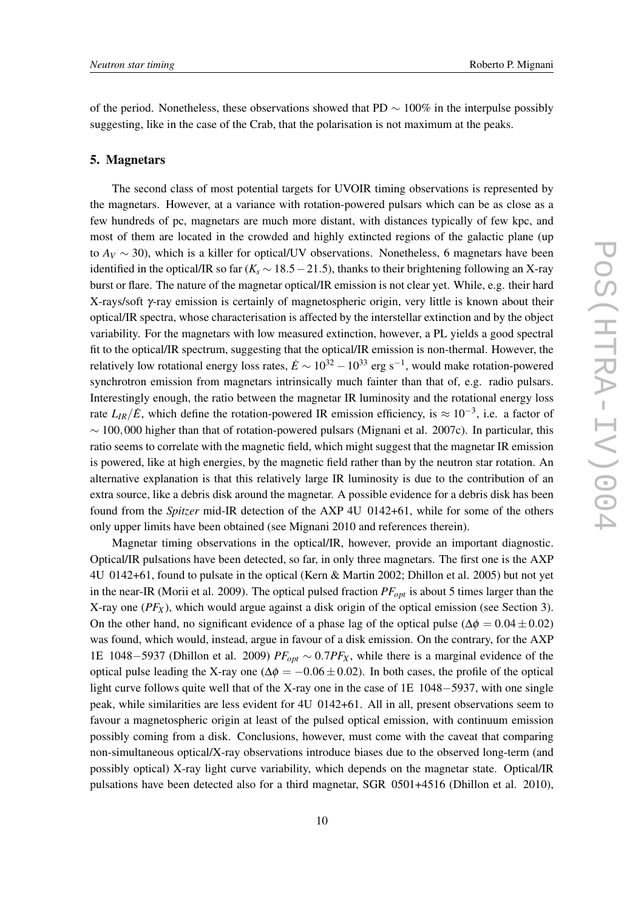of the period. Nonetheless, these observations showed that PD $\sim$ 100% in the interpulse possibly suggesting, like in the case of the Crab, that the polarisation is not maximum at the peaks.

## 5. Magnetars

The second class of most potential targets for UVOIR timing observations is represented by the magnetars. However, at a variance with rotation-powered pulsars which can be as close as a few hundreds of pc, magnetars are much more distant, with distances typically of few kpc, and most of them are located in the crowded and highly extincted regions of the galactic plane (up to $A_V \sim 30$), which is a killer for optical/UV observations. Nonetheless, 6 magnetars have been identified in the optical/IR so far ($K_s \sim 18.5-21.5$), thanks to their brightening following an X-ray burst or flare. The nature of the magnetar optical/IR emission is not clear yet. While, e.g. their hard X-rays/soft $\gamma$-ray emission is certainly of magnetospheric origin, very little is known about their optical/IR spectra, whose characterisation is affected by the interstellar extinction and by the object variability. For the magnetars with low measured extinction, however, a PL yields a good spectral fit to the optical/IR spectrum, suggesting that the optical/IR emission is non-thermal. However, the relatively low rotational energy loss rates, $\dot{E} \sim 10^{32}-10^{33}$ erg s$^{-1}$, would make rotation-powered synchrotron emission from magnetars intrinsically much fainter than that of, e.g. radio pulsars. Interestingly enough, the ratio between the magnetar IR luminosity and the rotational energy loss rate $L_{IR}/\dot{E}$, which define the rotation-powered IR emission efficiency, is $\approx 10^{-3}$, i.e. a factor of $\sim 100,000$ higher than that of rotation-powered pulsars (Mignani et al. 2007c). In particular, this ratio seems to correlate with the magnetic field, which might suggest that the magnetar IR emission is powered, like at high energies, by the magnetic field rather than by the neutron star rotation. An alternative explanation is that this relatively large IR luminosity is due to the contribution of an extra source, like a debris disk around the magnetar. A possible evidence for a debris disk has been found from the *Spitzer* mid-IR detection of the AXP 4U 0142+61, while for some of the others only upper limits have been obtained (see Mignani 2010 and references therein).

Magnetar timing observations in the optical/IR, however, provide an important diagnostic. Optical/IR pulsations have been detected, so far, in only three magnetars. The first one is the AXP 4U 0142+61, found to pulsate in the optical (Kern & Martin 2002; Dhillon et al. 2005) but not yet in the near-IR (Morii et al. 2009). The optical pulsed fraction $PF_{opt}$ is about 5 times larger than the X-ray one ($PF_X$), which would argue against a disk origin of the optical emission (see Section 3). On the other hand, no significant evidence of a phase lag of the optical pulse ($\Delta\phi = 0.04 \pm 0.02$) was found, which would, instead, argue in favour of a disk emission. On the contrary, for the AXP 1E 1048$-$5937 (Dhillon et al. 2009) $PF_{opt} \sim 0.7 PF_X$, while there is a marginal evidence of the optical pulse leading the X-ray one ($\Delta\phi = -0.06 \pm 0.02$). In both cases, the profile of the optical light curve follows quite well that of the X-ray one in the case of 1E 1048$-$5937, with one single peak, while similarities are less evident for 4U 0142+61. All in all, present observations seem to favour a magnetospheric origin at least of the pulsed optical emission, with continuum emission possibly coming from a disk. Conclusions, however, must come with the caveat that comparing non-simultaneous optical/X-ray observations introduce biases due to the observed long-term (and possibly optical) X-ray light curve variability, which depends on the magnetar state. Optical/IR pulsations have been detected also for a third magnetar, SGR 0501+4516 (Dhillon et al. 2010),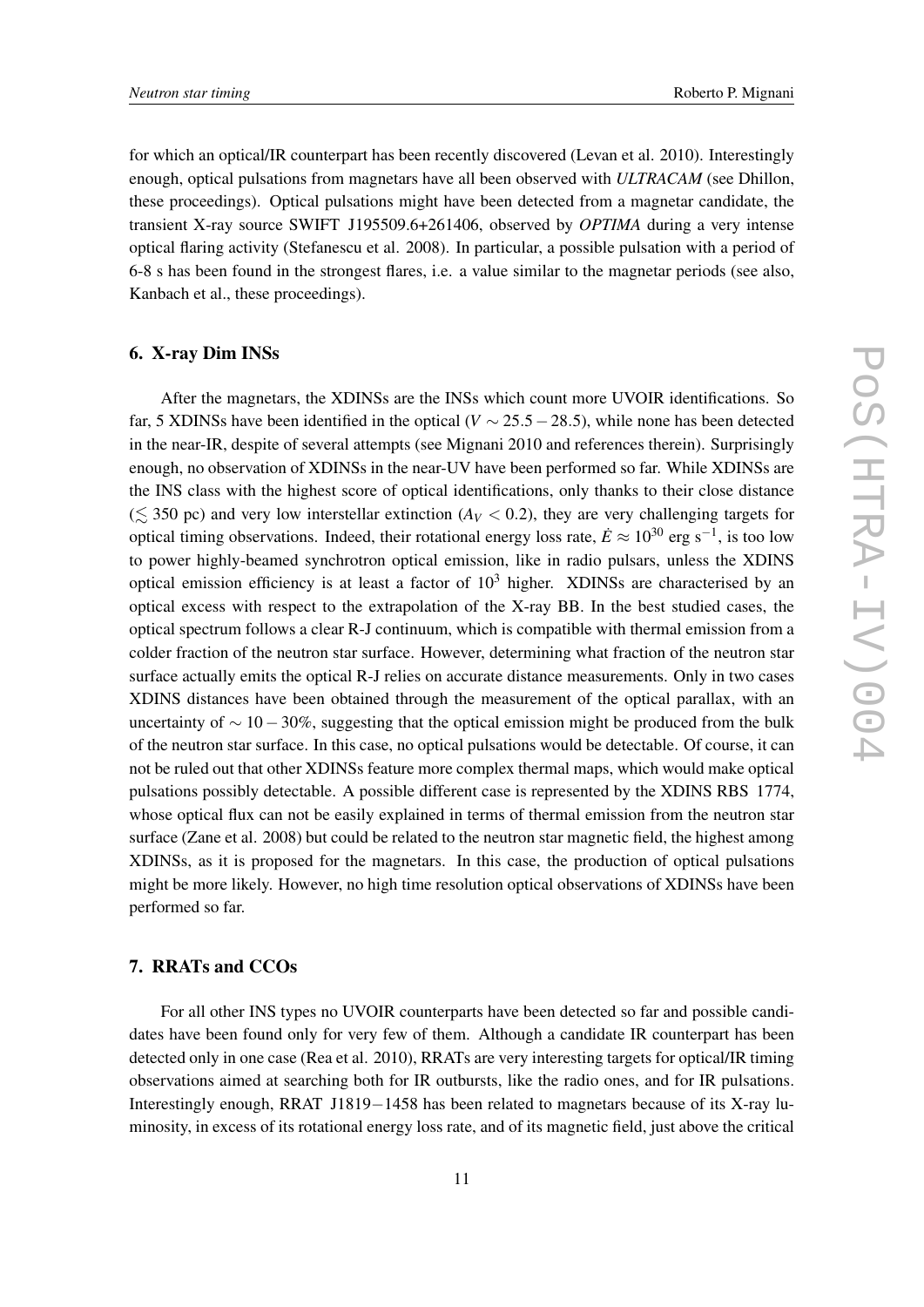for which an optical/IR counterpart has been recently discovered (Levan et al. 2010). Interestingly enough, optical pulsations from magnetars have all been observed with *ULTRACAM* (see Dhillon, these proceedings). Optical pulsations might have been detected from a magnetar candidate, the transient X-ray source SWIFT J195509.6+261406, observed by *OPTIMA* during a very intense optical flaring activity (Stefanescu et al. 2008). In particular, a possible pulsation with a period of 6-8 s has been found in the strongest flares, i.e. a value similar to the magnetar periods (see also, Kanbach et al., these proceedings).

## 6. X-ray Dim INSs

After the magnetars, the XDINSs are the INSs which count more UVOIR identifications. So far, 5 XDINSs have been identified in the optical ($V \sim 25.5-28.5$), while none has been detected in the near-IR, despite of several attempts (see Mignani 2010 and references therein). Surprisingly enough, no observation of XDINSs in the near-UV have been performed so far. While XDINSs are the INS class with the highest score of optical identifications, only thanks to their close distance ($\lesssim 350$ pc) and very low interstellar extinction ($A_V < 0.2$), they are very challenging targets for optical timing observations. Indeed, their rotational energy loss rate, $\dot{E} \approx 10^{30}$ erg s$^{-1}$, is too low to power highly-beamed synchrotron optical emission, like in radio pulsars, unless the XDINS optical emission efficiency is at least a factor of $10^3$ higher. XDINSs are characterised by an optical excess with respect to the extrapolation of the X-ray BB. In the best studied cases, the optical spectrum follows a clear R-J continuum, which is compatible with thermal emission from a colder fraction of the neutron star surface. However, determining what fraction of the neutron star surface actually emits the optical R-J relies on accurate distance measurements. Only in two cases XDINS distances have been obtained through the measurement of the optical parallax, with an uncertainty of $\sim 10-30\%$, suggesting that the optical emission might be produced from the bulk of the neutron star surface. In this case, no optical pulsations would be detectable. Of course, it can not be ruled out that other XDINSs feature more complex thermal maps, which would make optical pulsations possibly detectable. A possible different case is represented by the XDINS RBS 1774, whose optical flux can not be easily explained in terms of thermal emission from the neutron star surface (Zane et al. 2008) but could be related to the neutron star magnetic field, the highest among XDINSs, as it is proposed for the magnetars. In this case, the production of optical pulsations might be more likely. However, no high time resolution optical observations of XDINSs have been performed so far.

## 7. RRATs and CCOs

For all other INS types no UVOIR counterparts have been detected so far and possible candidates have been found only for very few of them. Although a candidate IR counterpart has been detected only in one case (Rea et al. 2010), RRATs are very interesting targets for optical/IR timing observations aimed at searching both for IR outbursts, like the radio ones, and for IR pulsations. Interestingly enough, RRAT J1819−1458 has been related to magnetars because of its X-ray luminosity, in excess of its rotational energy loss rate, and of its magnetic field, just above the critical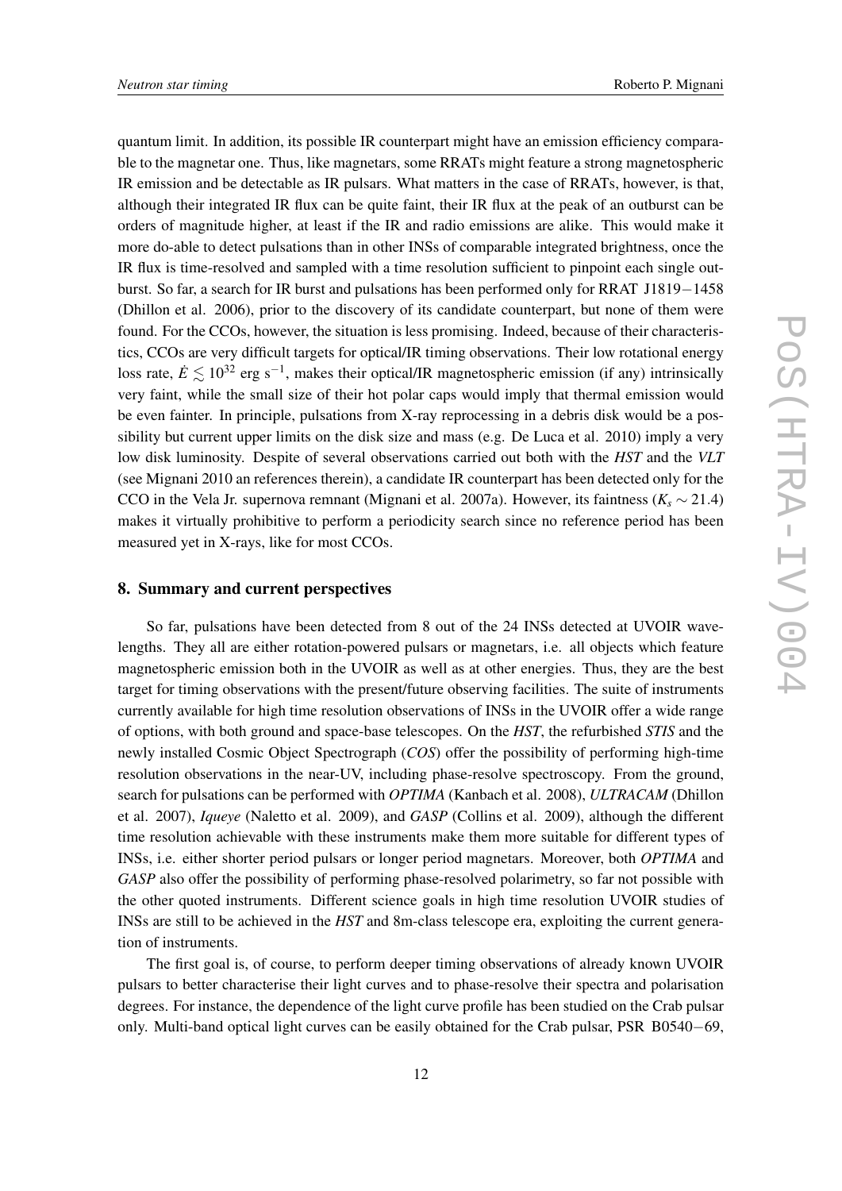quantum limit. In addition, its possible IR counterpart might have an emission efficiency comparable to the magnetar one. Thus, like magnetars, some RRATs might feature a strong magnetospheric IR emission and be detectable as IR pulsars. What matters in the case of RRATs, however, is that, although their integrated IR flux can be quite faint, their IR flux at the peak of an outburst can be orders of magnitude higher, at least if the IR and radio emissions are alike. This would make it more do-able to detect pulsations than in other INSs of comparable integrated brightness, once the IR flux is time-resolved and sampled with a time resolution sufficient to pinpoint each single outburst. So far, a search for IR burst and pulsations has been performed only for RRAT J1819−1458 (Dhillon et al. 2006), prior to the discovery of its candidate counterpart, but none of them were found. For the CCOs, however, the situation is less promising. Indeed, because of their characteristics, CCOs are very difficult targets for optical/IR timing observations. Their low rotational energy loss rate, $\dot{E} \lesssim 10^{32}$ erg s$^{-1}$, makes their optical/IR magnetospheric emission (if any) intrinsically very faint, while the small size of their hot polar caps would imply that thermal emission would be even fainter. In principle, pulsations from X-ray reprocessing in a debris disk would be a possibility but current upper limits on the disk size and mass (e.g. De Luca et al. 2010) imply a very low disk luminosity. Despite of several observations carried out both with the *HST* and the *VLT* (see Mignani 2010 an references therein), a candidate IR counterpart has been detected only for the CCO in the Vela Jr. supernova remnant (Mignani et al. 2007a). However, its faintness ($K_s \sim 21.4$) makes it virtually prohibitive to perform a periodicity search since no reference period has been measured yet in X-rays, like for most CCOs.

## 8. Summary and current perspectives

So far, pulsations have been detected from 8 out of the 24 INSs detected at UVOIR wavelengths. They all are either rotation-powered pulsars or magnetars, i.e. all objects which feature magnetospheric emission both in the UVOIR as well as at other energies. Thus, they are the best target for timing observations with the present/future observing facilities. The suite of instruments currently available for high time resolution observations of INSs in the UVOIR offer a wide range of options, with both ground and space-base telescopes. On the *HST*, the refurbished *STIS* and the newly installed Cosmic Object Spectrograph (*COS*) offer the possibility of performing high-time resolution observations in the near-UV, including phase-resolve spectroscopy. From the ground, search for pulsations can be performed with *OPTIMA* (Kanbach et al. 2008), *ULTRACAM* (Dhillon et al. 2007), *Iqueye* (Naletto et al. 2009), and *GASP* (Collins et al. 2009), although the different time resolution achievable with these instruments make them more suitable for different types of INSs, i.e. either shorter period pulsars or longer period magnetars. Moreover, both *OPTIMA* and *GASP* also offer the possibility of performing phase-resolved polarimetry, so far not possible with the other quoted instruments. Different science goals in high time resolution UVOIR studies of INSs are still to be achieved in the *HST* and 8m-class telescope era, exploiting the current generation of instruments.

The first goal is, of course, to perform deeper timing observations of already known UVOIR pulsars to better characterise their light curves and to phase-resolve their spectra and polarisation degrees. For instance, the dependence of the light curve profile has been studied on the Crab pulsar only. Multi-band optical light curves can be easily obtained for the Crab pulsar, PSR B0540−69,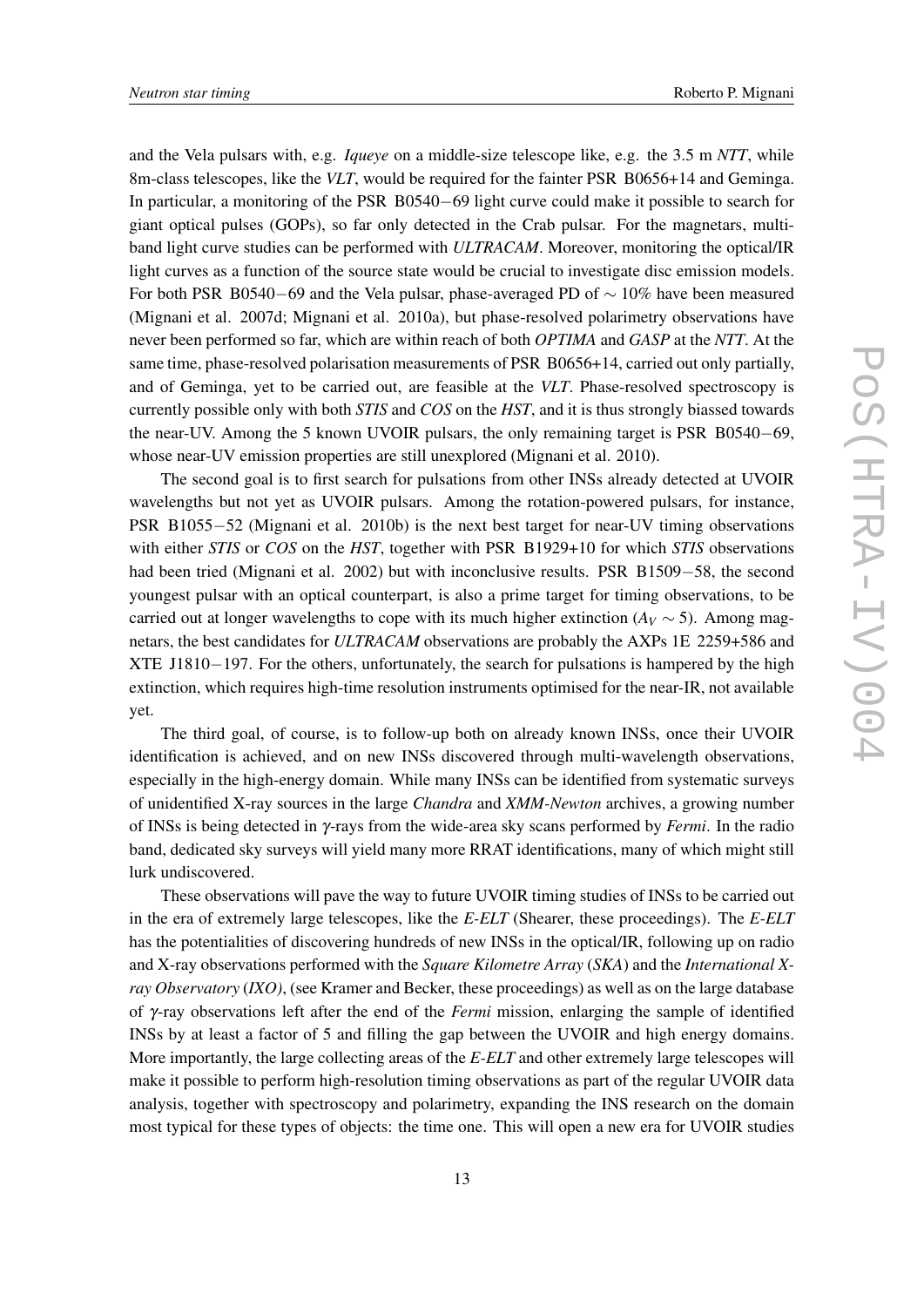and the Vela pulsars with, e.g. *Iqueye* on a middle-size telescope like, e.g. the 3.5 m *NTT*, while 8m-class telescopes, like the *VLT*, would be required for the fainter PSR B0656+14 and Geminga. In particular, a monitoring of the PSR B0540−69 light curve could make it possible to search for giant optical pulses (GOPs), so far only detected in the Crab pulsar. For the magnetars, multi-band light curve studies can be performed with *ULTRACAM*. Moreover, monitoring the optical/IR light curves as a function of the source state would be crucial to investigate disc emission models. For both PSR B0540−69 and the Vela pulsar, phase-averaged PD of $\sim 10\%$ have been measured (Mignani et al. 2007d; Mignani et al. 2010a), but phase-resolved polarimetry observations have never been performed so far, which are within reach of both *OPTIMA* and *GASP* at the *NTT*. At the same time, phase-resolved polarisation measurements of PSR B0656+14, carried out only partially, and of Geminga, yet to be carried out, are feasible at the *VLT*. Phase-resolved spectroscopy is currently possible only with both *STIS* and *COS* on the *HST*, and it is thus strongly biassed towards the near-UV. Among the 5 known UVOIR pulsars, the only remaining target is PSR B0540−69, whose near-UV emission properties are still unexplored (Mignani et al. 2010).

The second goal is to first search for pulsations from other INSs already detected at UVOIR wavelengths but not yet as UVOIR pulsars. Among the rotation-powered pulsars, for instance, PSR B1055−52 (Mignani et al. 2010b) is the next best target for near-UV timing observations with either *STIS* or *COS* on the *HST*, together with PSR B1929+10 for which *STIS* observations had been tried (Mignani et al. 2002) but with inconclusive results. PSR B1509−58, the second youngest pulsar with an optical counterpart, is also a prime target for timing observations, to be carried out at longer wavelengths to cope with its much higher extinction ($A_V \sim 5$). Among magnetars, the best candidates for *ULTRACAM* observations are probably the AXPs 1E 2259+586 and XTE J1810−197. For the others, unfortunately, the search for pulsations is hampered by the high extinction, which requires high-time resolution instruments optimised for the near-IR, not available yet.

The third goal, of course, is to follow-up both on already known INSs, once their UVOIR identification is achieved, and on new INSs discovered through multi-wavelength observations, especially in the high-energy domain. While many INSs can be identified from systematic surveys of unidentified X-ray sources in the large *Chandra* and *XMM-Newton* archives, a growing number of INSs is being detected in $\gamma$-rays from the wide-area sky scans performed by *Fermi*. In the radio band, dedicated sky surveys will yield many more RRAT identifications, many of which might still lurk undiscovered.

These observations will pave the way to future UVOIR timing studies of INSs to be carried out in the era of extremely large telescopes, like the *E-ELT* (Shearer, these proceedings). The *E-ELT* has the potentialities of discovering hundreds of new INSs in the optical/IR, following up on radio and X-ray observations performed with the *Square Kilometre Array* (*SKA*) and the *International X-ray Observatory* (*IXO)*, (see Kramer and Becker, these proceedings) as well as on the large database of $\gamma$-ray observations left after the end of the *Fermi* mission, enlarging the sample of identified INSs by at least a factor of 5 and filling the gap between the UVOIR and high energy domains. More importantly, the large collecting areas of the *E-ELT* and other extremely large telescopes will make it possible to perform high-resolution timing observations as part of the regular UVOIR data analysis, together with spectroscopy and polarimetry, expanding the INS research on the domain most typical for these types of objects: the time one. This will open a new era for UVOIR studies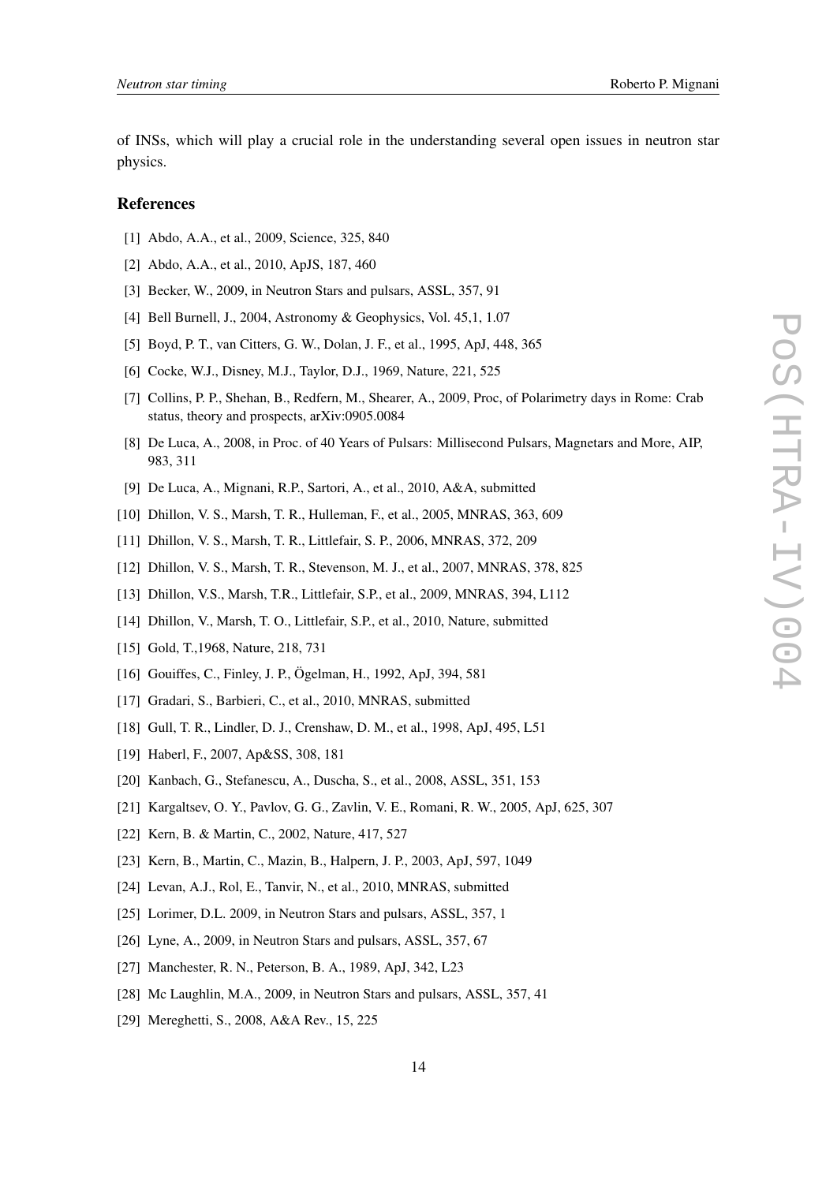of INSs, which will play a crucial role in the understanding several open issues in neutron star physics.

## References

[1] Abdo, A.A., et al., 2009, Science, 325, 840

[2] Abdo, A.A., et al., 2010, ApJS, 187, 460

[3] Becker, W., 2009, in Neutron Stars and pulsars, ASSL, 357, 91

[4] Bell Burnell, J., 2004, Astronomy & Geophysics, Vol. 45,1, 1.07

[5] Boyd, P. T., van Citters, G. W., Dolan, J. F., et al., 1995, ApJ, 448, 365

[6] Cocke, W.J., Disney, M.J., Taylor, D.J., 1969, Nature, 221, 525

[7] Collins, P. P., Shehan, B., Redfern, M., Shearer, A., 2009, Proc, of Polarimetry days in Rome: Crab status, theory and prospects, arXiv:0905.0084

[8] De Luca, A., 2008, in Proc. of 40 Years of Pulsars: Millisecond Pulsars, Magnetars and More, AIP, 983, 311

[9] De Luca, A., Mignani, R.P., Sartori, A., et al., 2010, A&A, submitted

[10] Dhillon, V. S., Marsh, T. R., Hulleman, F., et al., 2005, MNRAS, 363, 609

[11] Dhillon, V. S., Marsh, T. R., Littlefair, S. P., 2006, MNRAS, 372, 209

[12] Dhillon, V. S., Marsh, T. R., Stevenson, M. J., et al., 2007, MNRAS, 378, 825

[13] Dhillon, V.S., Marsh, T.R., Littlefair, S.P., et al., 2009, MNRAS, 394, L112

[14] Dhillon, V., Marsh, T. O., Littlefair, S.P., et al., 2010, Nature, submitted

[15] Gold, T.,1968, Nature, 218, 731

[16] Gouiffes, C., Finley, J. P., Ögelman, H., 1992, ApJ, 394, 581

[17] Gradari, S., Barbieri, C., et al., 2010, MNRAS, submitted

[18] Gull, T. R., Lindler, D. J., Crenshaw, D. M., et al., 1998, ApJ, 495, L51

[19] Haberl, F., 2007, Ap&SS, 308, 181

[20] Kanbach, G., Stefanescu, A., Duscha, S., et al., 2008, ASSL, 351, 153

[21] Kargaltsev, O. Y., Pavlov, G. G., Zavlin, V. E., Romani, R. W., 2005, ApJ, 625, 307

[22] Kern, B. & Martin, C., 2002, Nature, 417, 527

[23] Kern, B., Martin, C., Mazin, B., Halpern, J. P., 2003, ApJ, 597, 1049

[24] Levan, A.J., Rol, E., Tanvir, N., et al., 2010, MNRAS, submitted

[25] Lorimer, D.L. 2009, in Neutron Stars and pulsars, ASSL, 357, 1

[26] Lyne, A., 2009, in Neutron Stars and pulsars, ASSL, 357, 67

[27] Manchester, R. N., Peterson, B. A., 1989, ApJ, 342, L23

[28] Mc Laughlin, M.A., 2009, in Neutron Stars and pulsars, ASSL, 357, 41

[29] Mereghetti, S., 2008, A&A Rev., 15, 225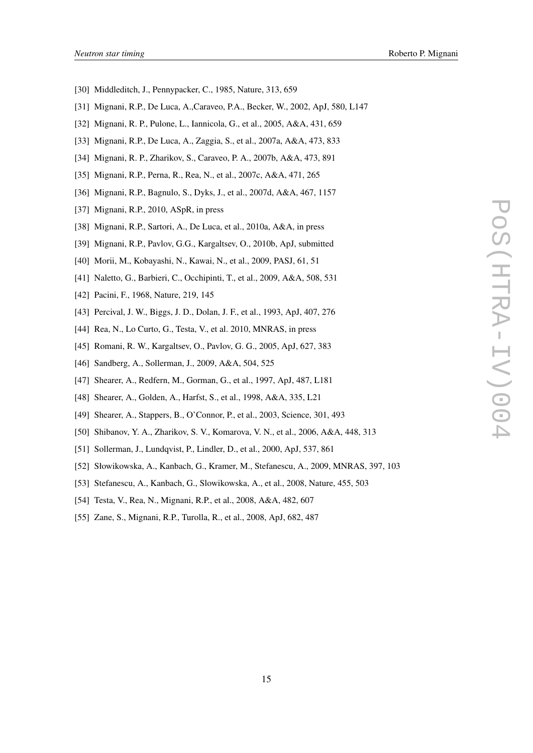[30] Middleditch, J., Pennypacker, C., 1985, Nature, 313, 659

[31] Mignani, R.P., De Luca, A.,Caraveo, P.A., Becker, W., 2002, ApJ, 580, L147

[32] Mignani, R. P., Pulone, L., Iannicola, G., et al., 2005, A&A, 431, 659

[33] Mignani, R.P., De Luca, A., Zaggia, S., et al., 2007a, A&A, 473, 833

[34] Mignani, R. P., Zharikov, S., Caraveo, P. A., 2007b, A&A, 473, 891

[35] Mignani, R.P., Perna, R., Rea, N., et al., 2007c, A&A, 471, 265

[36] Mignani, R.P., Bagnulo, S., Dyks, J., et al., 2007d, A&A, 467, 1157

[37] Mignani, R.P., 2010, ASpR, in press

[38] Mignani, R.P., Sartori, A., De Luca, et al., 2010a, A&A, in press

[39] Mignani, R.P., Pavlov, G.G., Kargaltsev, O., 2010b, ApJ, submitted

[40] Morii, M., Kobayashi, N., Kawai, N., et al., 2009, PASJ, 61, 51

[41] Naletto, G., Barbieri, C., Occhipinti, T., et al., 2009, A&A, 508, 531

[42] Pacini, F., 1968, Nature, 219, 145

[43] Percival, J. W., Biggs, J. D., Dolan, J. F., et al., 1993, ApJ, 407, 276

[44] Rea, N., Lo Curto, G., Testa, V., et al. 2010, MNRAS, in press

[45] Romani, R. W., Kargaltsev, O., Pavlov, G. G., 2005, ApJ, 627, 383

[46] Sandberg, A., Sollerman, J., 2009, A&A, 504, 525

[47] Shearer, A., Redfern, M., Gorman, G., et al., 1997, ApJ, 487, L181

[48] Shearer, A., Golden, A., Harfst, S., et al., 1998, A&A, 335, L21

[49] Shearer, A., Stappers, B., O'Connor, P., et al., 2003, Science, 301, 493

[50] Shibanov, Y. A., Zharikov, S. V., Komarova, V. N., et al., 2006, A&A, 448, 313

[51] Sollerman, J., Lundqvist, P., Lindler, D., et al., 2000, ApJ, 537, 861

[52] Słowikowska, A., Kanbach, G., Kramer, M., Stefanescu, A., 2009, MNRAS, 397, 103

[53] Stefanescu, A., Kanbach, G., Slowikowska, A., et al., 2008, Nature, 455, 503

[54] Testa, V., Rea, N., Mignani, R.P., et al., 2008, A&A, 482, 607

[55] Zane, S., Mignani, R.P., Turolla, R., et al., 2008, ApJ, 682, 487